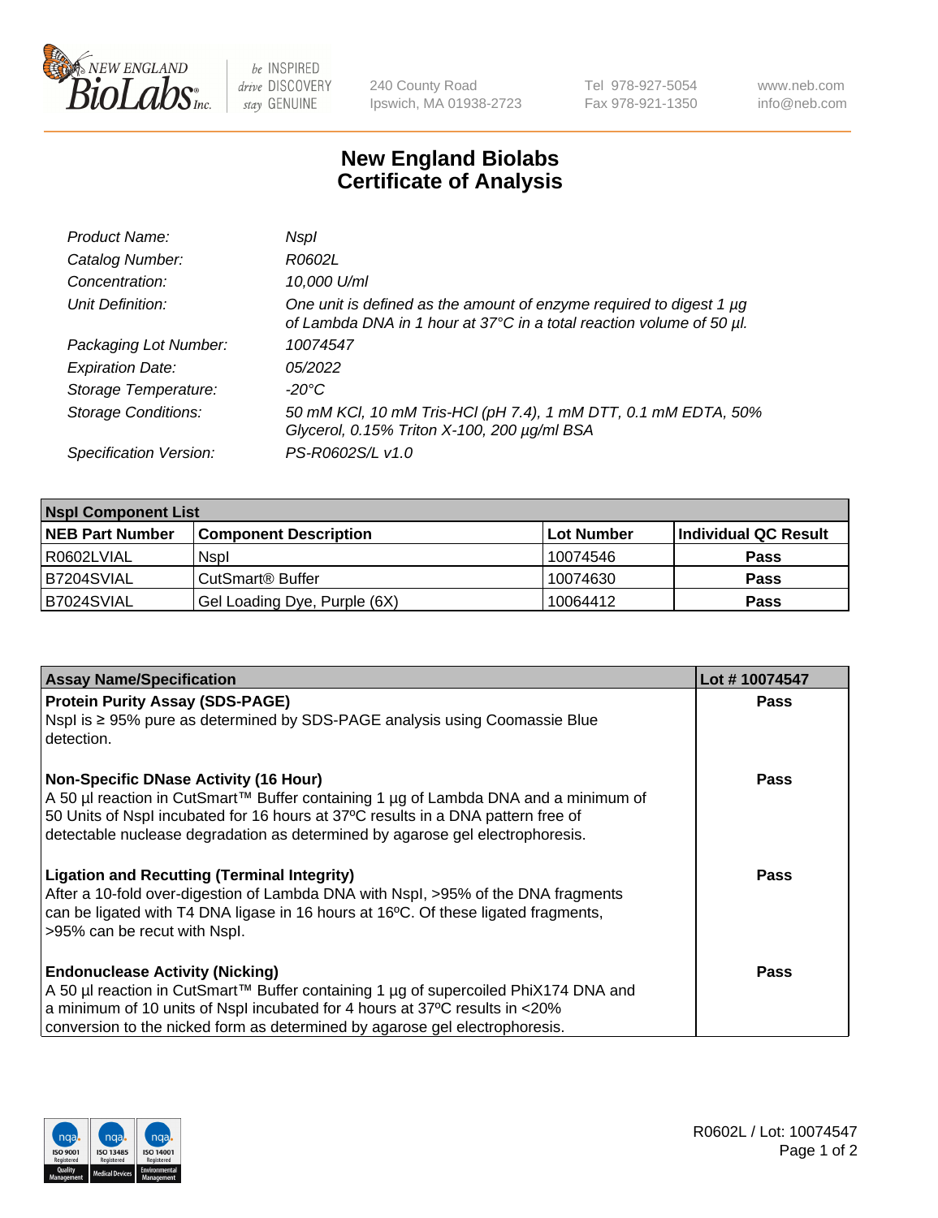New England BioLabs Inc. — be INSPIRED drive DISCOVERY stay GENUINE

240 County Road
Ipswich, MA 01938-2723

Tel 978-927-5054
Fax 978-921-1350

www.neb.com
info@neb.com

# New England Biolabs Certificate of Analysis

| | |
|---|---|
| *Product Name:* | *NspI* |
| *Catalog Number:* | *R0602L* |
| *Concentration:* | *10,000 U/ml* |
| *Unit Definition:* | *One unit is defined as the amount of enzyme required to digest 1 µg of Lambda DNA in 1 hour at 37°C in a total reaction volume of 50 µl.* |
| *Packaging Lot Number:* | *10074547* |
| *Expiration Date:* | *05/2022* |
| *Storage Temperature:* | *-20°C* |
| *Storage Conditions:* | *50 mM KCl, 10 mM Tris-HCl (pH 7.4), 1 mM DTT, 0.1 mM EDTA, 50% Glycerol, 0.15% Triton X-100, 200 µg/ml BSA* |
| *Specification Version:* | *PS-R0602S/L v1.0* |

| **NspI Component List** | | | |
|---|---|---|---|
| **NEB Part Number** | **Component Description** | **Lot Number** | **Individual QC Result** |
| R0602LVIAL | NspI | 10074546 | **Pass** |
| B7204SVIAL | CutSmart® Buffer | 10074630 | **Pass** |
| B7024SVIAL | Gel Loading Dye, Purple (6X) | 10064412 | **Pass** |

| **Assay Name/Specification** | **Lot # 10074547** |
|---|---|
| **Protein Purity Assay (SDS-PAGE)** NspI is ≥ 95% pure as determined by SDS-PAGE analysis using Coomassie Blue detection. | **Pass** |
| **Non-Specific DNase Activity (16 Hour)** A 50 µl reaction in CutSmart™ Buffer containing 1 µg of Lambda DNA and a minimum of 50 Units of NspI incubated for 16 hours at 37ºC results in a DNA pattern free of detectable nuclease degradation as determined by agarose gel electrophoresis. | **Pass** |
| **Ligation and Recutting (Terminal Integrity)** After a 10-fold over-digestion of Lambda DNA with NspI, >95% of the DNA fragments can be ligated with T4 DNA ligase in 16 hours at 16ºC. Of these ligated fragments, >95% can be recut with NspI. | **Pass** |
| **Endonuclease Activity (Nicking)** A 50 µl reaction in CutSmart™ Buffer containing 1 µg of supercoiled PhiX174 DNA and a minimum of 10 units of NspI incubated for 4 hours at 37ºC results in <20% conversion to the nicked form as determined by agarose gel electrophoresis. | **Pass** |

R0602L / Lot: 10074547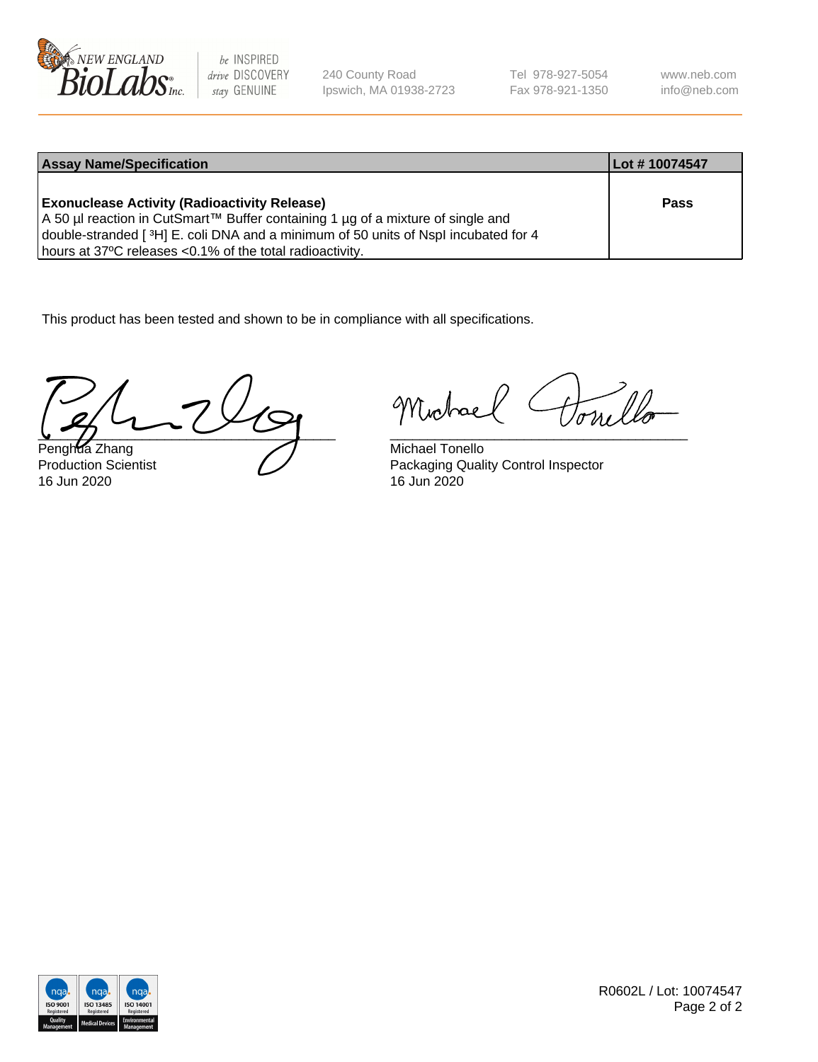| Assay Name/Specification | Lot # 10074547 |
| --- | --- |
| **Exonuclease Activity (Radioactivity Release)**<br>A 50 µl reaction in CutSmart™ Buffer containing 1 µg of a mixture of single and double-stranded [ $^3$H] E. coli DNA and a minimum of 50 units of NspI incubated for 4 hours at 37ºC releases <0.1% of the total radioactivity. | **Pass** |

This product has been tested and shown to be in compliance with all specifications.

Penghua Zhang
Production Scientist
16 Jun 2020

Michael Tonello
Packaging Quality Control Inspector
16 Jun 2020

R0602L / Lot: 10074547